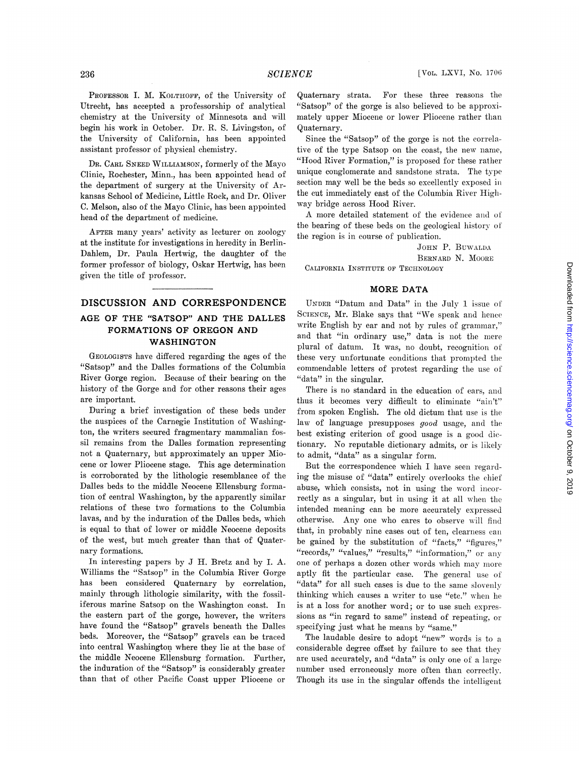Professor I. M. Kolthoff, of the University of Utrecht, has accepted a professorship of analytical chemistry at the University of Minnesota and will begin his work in October. Dr. R. S. Livingston, of the University of California, has been appointed assistant professor of physical chemistry.

Dr. Carl Sneed Williamson, formerly of the Mayo Clinic, Rochester, Minn., has been appointed head of the department of surgery at the University of Arkansas School of Medicine, Little Rock, and Dr. Oliver C. Melson, also of the Mayo Clinic, has been appointed head of the department of medicine.

After many years' activity as lecturer on zoology at the institute for investigations in heredity in Berlin-Dahlem, Dr. Paula Hertwig, the daughter of the former professor of biology, Oskar Hertwig, has been given the title of professor.

## DISCUSSION AND CORRESPONDENCE

### AGE OF THE "SATSOP" AND THE DALLES FORMATIONS OF OREGON AND WASHINGTON

Geologists have differed regarding the ages of the "Satsop" and the Dalles formations of the Columbia River Gorge region. Because of their bearing on the history of the Gorge and for other reasons their ages are important.

During a brief investigation of these beds under the auspices of the Carnegie Institution of Washington, the writers secured fragmentary mammalian fossil remains from the Dalles formation representing not a Quaternary, but approximately an upper Miocene or lower Pliocene stage. This age determination is corroborated by the lithologic resemblance of the Dalles beds to the middle Neocene Ellensburg formation of central Washington, by the apparently similar relations of these two formations to the Columbia lavas, and by the induration of the Dalles beds, which is equal to that of lower or middle Neocene deposits of the west, but much greater than that of Quaternary formations.

In interesting papers by J H. Bretz and by I. A. Williams the "Satsop" in the Columbia River Gorge has been considered Quaternary by correlation, mainly through lithologic similarity, with the fossiliferous marine Satsop on the Washington coast. In the eastern part of the gorge, however, the writers have found the "Satsop" gravels beneath the Dalles beds. Moreover, the "Satsop" gravels can be traced into central Washington where they lie at the base of the middle Neocene Ellensburg formation. Further, the induration of the "Satsop" is considerably greater than that of other Pacific Coast upper Pliocene or Quaternary strata. For these three reasons the "Satsop" of the gorge is also believed to be approximately upper Miocene or lower Pliocene rather than Quaternary.

Since the "Satsop" of the gorge is not the correlative of the type Satsop on the coast, the new name, "Hood River Formation," is proposed for these rather unique conglomerate and sandstone strata. The type section may well be the beds so excellently exposed in the cut immediately east of the Columbia River Highway bridge across Hood River.

A more detailed statement of the evidence and of the bearing of these beds on the geological history of the region is in course of publication.

John P. Buwalda  
Bernard N. Moore

California Institute of Technology

### MORE DATA

Under "Datum and Data" in the July 1 issue of Science, Mr. Blake says that "We speak and hence write English by ear and not by rules of grammar," and that "in ordinary use," data is not the mere plural of datum. It was, no doubt, recognition of these very unfortunate conditions that prompted the commendable letters of protest regarding the use of "data" in the singular.

There is no standard in the education of ears, and thus it becomes very difficult to eliminate "ain't" from spoken English. The old dictum that use is the law of language presupposes *good* usage, and the best existing criterion of good usage is a good dictionary. No reputable dictionary admits, or is likely to admit, "data" as a singular form.

But the correspondence which I have seen regarding the misuse of "data" entirely overlooks the chief abuse, which consists, not in using the word incorrectly as a singular, but in using it at all when the intended meaning can be more accurately expressed otherwise. Any one who cares to observe will find that, in probably nine cases out of ten, clearness can be gained by the substitution of "facts," "figures," "records," "values," "results," "information," or any one of perhaps a dozen other words which may more aptly fit the particular case. The general use of "data" for all such cases is due to the same slovenly thinking which causes a writer to use "etc." when he is at a loss for another word; or to use such expressions as "in regard to same" instead of repeating, or specifying just what he means by "same."

The laudable desire to adopt "new" words is to a considerable degree offset by failure to see that they are used accurately, and "data" is only one of a large number used erroneously more often than correctly. Though its use in the singular offends the intelligent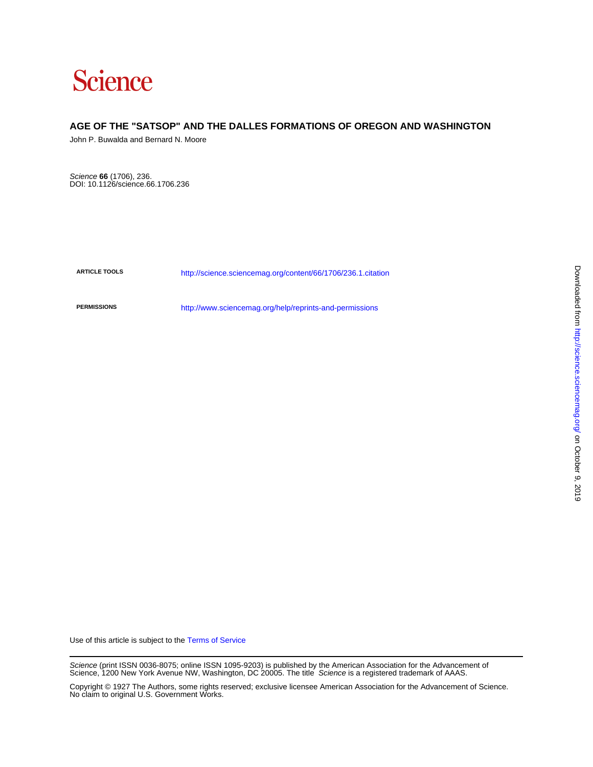# Science

## AGE OF THE "SATSOP" AND THE DALLES FORMATIONS OF OREGON AND WASHINGTON

John P. Buwalda and Bernard N. Moore

*Science* **66** (1706), 236.
DOI: 10.1126/science.66.1706.236

**ARTICLE TOOLS** http://science.sciencemag.org/content/66/1706/236.1.citation

**PERMISSIONS** http://www.sciencemag.org/help/reprints-and-permissions

Use of this article is subject to the Terms of Service

*Science* (print ISSN 0036-8075; online ISSN 1095-9203) is published by the American Association for the Advancement of Science, 1200 New York Avenue NW, Washington, DC 20005. The title *Science* is a registered trademark of AAAS.

Copyright © 1927 The Authors, some rights reserved; exclusive licensee American Association for the Advancement of Science. No claim to original U.S. Government Works.

Downloaded from http://science.sciencemag.org/ on October 9, 2019